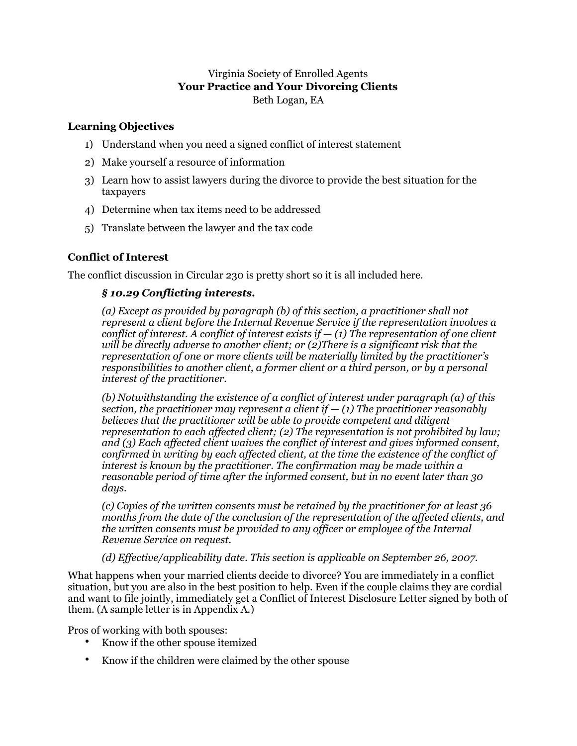Virginia Society of Enrolled Agents

**Your Practice and Your Divorcing Clients**

Beth Logan, EA

## Learning Objectives

1) Understand when you need a signed conflict of interest statement
2) Make yourself a resource of information
3) Learn how to assist lawyers during the divorce to provide the best situation for the taxpayers
4) Determine when tax items need to be addressed
5) Translate between the lawyer and the tax code

## Conflict of Interest

The conflict discussion in Circular 230 is pretty short so it is all included here.

> ***§ 10.29 Conflicting interests.***
>
> *(a) Except as provided by paragraph (b) of this section, a practitioner shall not represent a client before the Internal Revenue Service if the representation involves a conflict of interest. A conflict of interest exists if — (1) The representation of one client will be directly adverse to another client; or (2)There is a significant risk that the representation of one or more clients will be materially limited by the practitioner's responsibilities to another client, a former client or a third person, or by a personal interest of the practitioner.*
>
> *(b) Notwithstanding the existence of a conflict of interest under paragraph (a) of this section, the practitioner may represent a client if — (1) The practitioner reasonably believes that the practitioner will be able to provide competent and diligent representation to each affected client; (2) The representation is not prohibited by law; and (3) Each affected client waives the conflict of interest and gives informed consent, confirmed in writing by each affected client, at the time the existence of the conflict of interest is known by the practitioner. The confirmation may be made within a reasonable period of time after the informed consent, but in no event later than 30 days.*
>
> *(c) Copies of the written consents must be retained by the practitioner for at least 36 months from the date of the conclusion of the representation of the affected clients, and the written consents must be provided to any officer or employee of the Internal Revenue Service on request.*
>
> *(d) Effective/applicability date. This section is applicable on September 26, 2007.*

What happens when your married clients decide to divorce? You are immediately in a conflict situation, but you are also in the best position to help. Even if the couple claims they are cordial and want to file jointly, <u>immediately</u> get a Conflict of Interest Disclosure Letter signed by both of them. (A sample letter is in Appendix A.)

Pros of working with both spouses:

- Know if the other spouse itemized
- Know if the children were claimed by the other spouse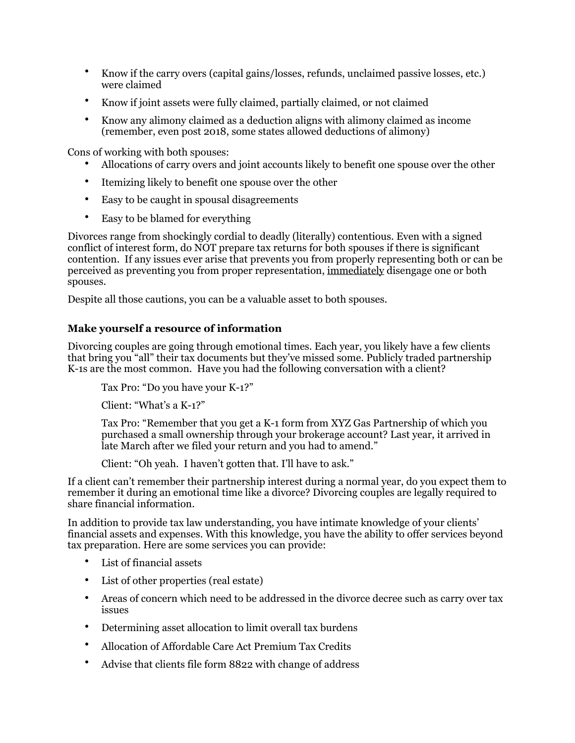- Know if the carry overs (capital gains/losses, refunds, unclaimed passive losses, etc.) were claimed
- Know if joint assets were fully claimed, partially claimed, or not claimed
- Know any alimony claimed as a deduction aligns with alimony claimed as income (remember, even post 2018, some states allowed deductions of alimony)

Cons of working with both spouses:

- Allocations of carry overs and joint accounts likely to benefit one spouse over the other
- Itemizing likely to benefit one spouse over the other
- Easy to be caught in spousal disagreements
- Easy to be blamed for everything

Divorces range from shockingly cordial to deadly (literally) contentious. Even with a signed conflict of interest form, do NOT prepare tax returns for both spouses if there is significant contention. If any issues ever arise that prevents you from properly representing both or can be perceived as preventing you from proper representation, <u>immediately</u> disengage one or both spouses.

Despite all those cautions, you can be a valuable asset to both spouses.

### Make yourself a resource of information

Divorcing couples are going through emotional times. Each year, you likely have a few clients that bring you "all" their tax documents but they've missed some. Publicly traded partnership K-1s are the most common. Have you had the following conversation with a client?

> Tax Pro: "Do you have your K-1?"
>
> Client: "What's a K-1?"
>
> Tax Pro: "Remember that you get a K-1 form from XYZ Gas Partnership of which you purchased a small ownership through your brokerage account? Last year, it arrived in late March after we filed your return and you had to amend."
>
> Client: "Oh yeah. I haven't gotten that. I'll have to ask."

If a client can't remember their partnership interest during a normal year, do you expect them to remember it during an emotional time like a divorce? Divorcing couples are legally required to share financial information.

In addition to provide tax law understanding, you have intimate knowledge of your clients' financial assets and expenses. With this knowledge, you have the ability to offer services beyond tax preparation. Here are some services you can provide:

- List of financial assets
- List of other properties (real estate)
- Areas of concern which need to be addressed in the divorce decree such as carry over tax issues
- Determining asset allocation to limit overall tax burdens
- Allocation of Affordable Care Act Premium Tax Credits
- Advise that clients file form 8822 with change of address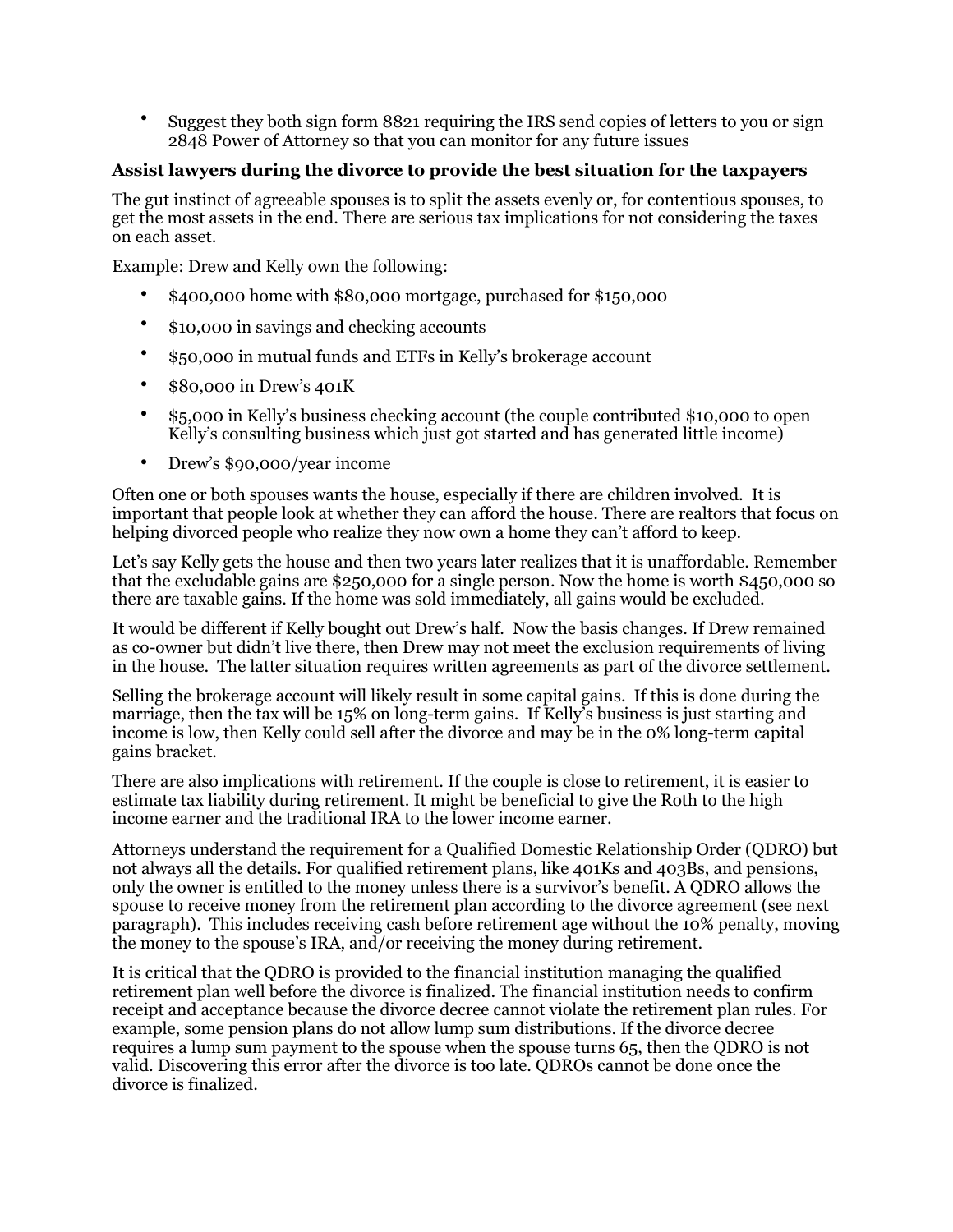- Suggest they both sign form 8821 requiring the IRS send copies of letters to you or sign 2848 Power of Attorney so that you can monitor for any future issues

**Assist lawyers during the divorce to provide the best situation for the taxpayers**

The gut instinct of agreeable spouses is to split the assets evenly or, for contentious spouses, to get the most assets in the end. There are serious tax implications for not considering the taxes on each asset.

Example: Drew and Kelly own the following:

- $400,000 home with $80,000 mortgage, purchased for $150,000
- $10,000 in savings and checking accounts
- $50,000 in mutual funds and ETFs in Kelly's brokerage account
- $80,000 in Drew's 401K
- $5,000 in Kelly's business checking account (the couple contributed $10,000 to open Kelly's consulting business which just got started and has generated little income)
- Drew's $90,000/year income

Often one or both spouses wants the house, especially if there are children involved. It is important that people look at whether they can afford the house. There are realtors that focus on helping divorced people who realize they now own a home they can't afford to keep.

Let's say Kelly gets the house and then two years later realizes that it is unaffordable. Remember that the excludable gains are $250,000 for a single person. Now the home is worth $450,000 so there are taxable gains. If the home was sold immediately, all gains would be excluded.

It would be different if Kelly bought out Drew's half. Now the basis changes. If Drew remained as co-owner but didn't live there, then Drew may not meet the exclusion requirements of living in the house. The latter situation requires written agreements as part of the divorce settlement.

Selling the brokerage account will likely result in some capital gains. If this is done during the marriage, then the tax will be 15% on long-term gains. If Kelly's business is just starting and income is low, then Kelly could sell after the divorce and may be in the 0% long-term capital gains bracket.

There are also implications with retirement. If the couple is close to retirement, it is easier to estimate tax liability during retirement. It might be beneficial to give the Roth to the high income earner and the traditional IRA to the lower income earner.

Attorneys understand the requirement for a Qualified Domestic Relationship Order (QDRO) but not always all the details. For qualified retirement plans, like 401Ks and 403Bs, and pensions, only the owner is entitled to the money unless there is a survivor's benefit. A QDRO allows the spouse to receive money from the retirement plan according to the divorce agreement (see next paragraph). This includes receiving cash before retirement age without the 10% penalty, moving the money to the spouse's IRA, and/or receiving the money during retirement.

It is critical that the QDRO is provided to the financial institution managing the qualified retirement plan well before the divorce is finalized. The financial institution needs to confirm receipt and acceptance because the divorce decree cannot violate the retirement plan rules. For example, some pension plans do not allow lump sum distributions. If the divorce decree requires a lump sum payment to the spouse when the spouse turns 65, then the QDRO is not valid. Discovering this error after the divorce is too late. QDROs cannot be done once the divorce is finalized.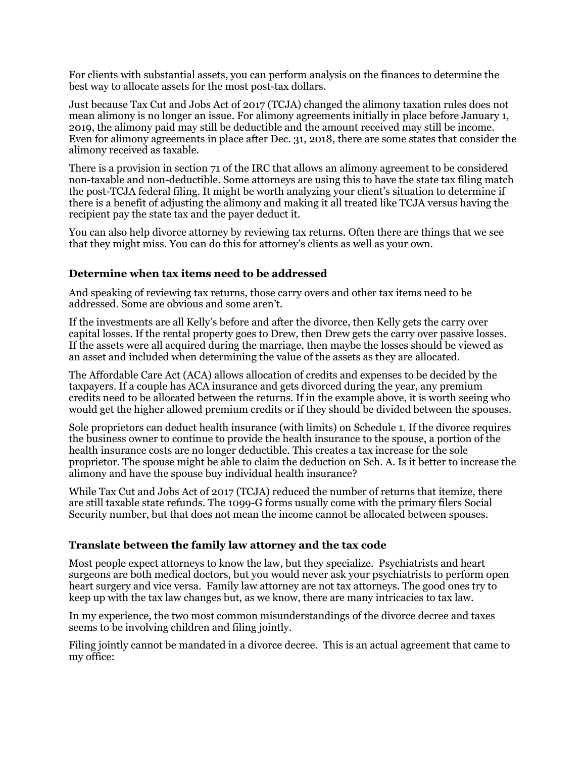For clients with substantial assets, you can perform analysis on the finances to determine the best way to allocate assets for the most post-tax dollars.

Just because Tax Cut and Jobs Act of 2017 (TCJA) changed the alimony taxation rules does not mean alimony is no longer an issue. For alimony agreements initially in place before January 1, 2019, the alimony paid may still be deductible and the amount received may still be income. Even for alimony agreements in place after Dec. 31, 2018, there are some states that consider the alimony received as taxable.

There is a provision in section 71 of the IRC that allows an alimony agreement to be considered non-taxable and non-deductible. Some attorneys are using this to have the state tax filing match the post-TCJA federal filing. It might be worth analyzing your client's situation to determine if there is a benefit of adjusting the alimony and making it all treated like TCJA versus having the recipient pay the state tax and the payer deduct it.

You can also help divorce attorney by reviewing tax returns. Often there are things that we see that they might miss. You can do this for attorney's clients as well as your own.

### Determine when tax items need to be addressed

And speaking of reviewing tax returns, those carry overs and other tax items need to be addressed. Some are obvious and some aren't.

If the investments are all Kelly's before and after the divorce, then Kelly gets the carry over capital losses. If the rental property goes to Drew, then Drew gets the carry over passive losses. If the assets were all acquired during the marriage, then maybe the losses should be viewed as an asset and included when determining the value of the assets as they are allocated.

The Affordable Care Act (ACA) allows allocation of credits and expenses to be decided by the taxpayers. If a couple has ACA insurance and gets divorced during the year, any premium credits need to be allocated between the returns. If in the example above, it is worth seeing who would get the higher allowed premium credits or if they should be divided between the spouses.

Sole proprietors can deduct health insurance (with limits) on Schedule 1. If the divorce requires the business owner to continue to provide the health insurance to the spouse, a portion of the health insurance costs are no longer deductible. This creates a tax increase for the sole proprietor. The spouse might be able to claim the deduction on Sch. A. Is it better to increase the alimony and have the spouse buy individual health insurance?

While Tax Cut and Jobs Act of 2017 (TCJA) reduced the number of returns that itemize, there are still taxable state refunds. The 1099-G forms usually come with the primary filers Social Security number, but that does not mean the income cannot be allocated between spouses.

### Translate between the family law attorney and the tax code

Most people expect attorneys to know the law, but they specialize. Psychiatrists and heart surgeons are both medical doctors, but you would never ask your psychiatrists to perform open heart surgery and vice versa. Family law attorney are not tax attorneys. The good ones try to keep up with the tax law changes but, as we know, there are many intricacies to tax law.

In my experience, the two most common misunderstandings of the divorce decree and taxes seems to be involving children and filing jointly.

Filing jointly cannot be mandated in a divorce decree. This is an actual agreement that came to my office: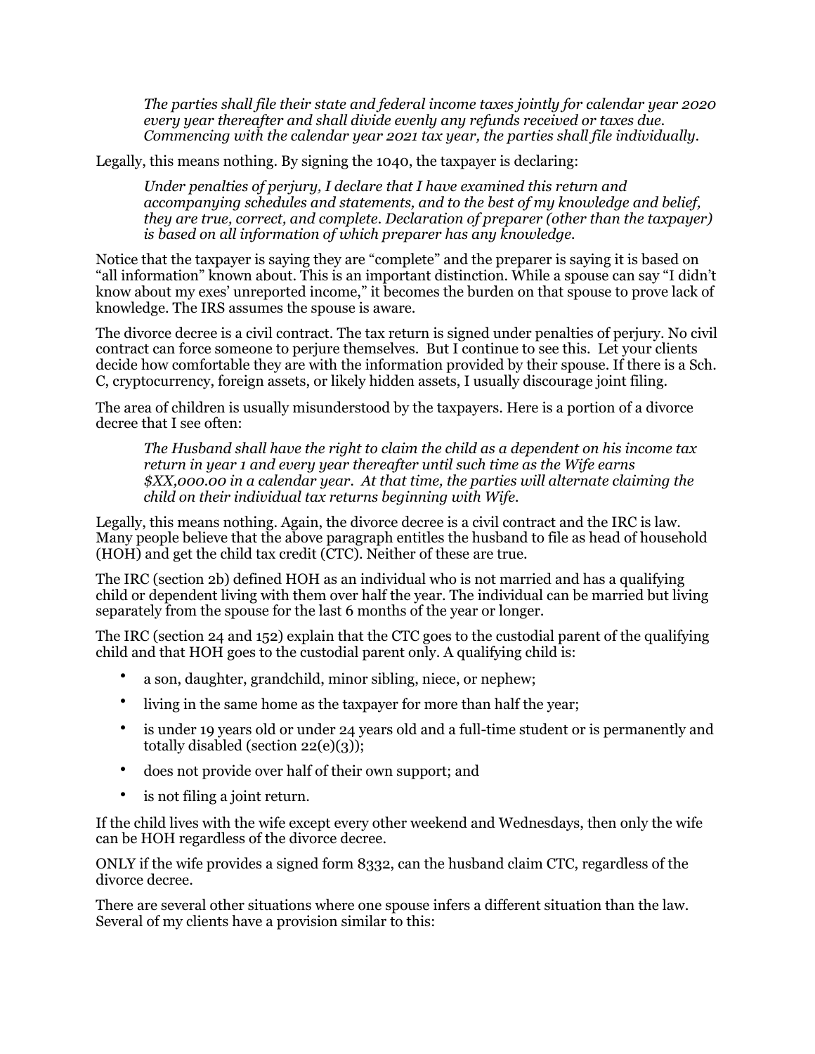> *The parties shall file their state and federal income taxes jointly for calendar year 2020 every year thereafter and shall divide evenly any refunds received or taxes due. Commencing with the calendar year 2021 tax year, the parties shall file individually.*

Legally, this means nothing. By signing the 1040, the taxpayer is declaring:

> *Under penalties of perjury, I declare that I have examined this return and accompanying schedules and statements, and to the best of my knowledge and belief, they are true, correct, and complete. Declaration of preparer (other than the taxpayer) is based on all information of which preparer has any knowledge.*

Notice that the taxpayer is saying they are "complete" and the preparer is saying it is based on "all information" known about. This is an important distinction. While a spouse can say "I didn't know about my exes' unreported income," it becomes the burden on that spouse to prove lack of knowledge. The IRS assumes the spouse is aware.

The divorce decree is a civil contract. The tax return is signed under penalties of perjury. No civil contract can force someone to perjure themselves. But I continue to see this. Let your clients decide how comfortable they are with the information provided by their spouse. If there is a Sch. C, cryptocurrency, foreign assets, or likely hidden assets, I usually discourage joint filing.

The area of children is usually misunderstood by the taxpayers. Here is a portion of a divorce decree that I see often:

> *The Husband shall have the right to claim the child as a dependent on his income tax return in year 1 and every year thereafter until such time as the Wife earns $XX,000.00 in a calendar year. At that time, the parties will alternate claiming the child on their individual tax returns beginning with Wife.*

Legally, this means nothing. Again, the divorce decree is a civil contract and the IRC is law. Many people believe that the above paragraph entitles the husband to file as head of household (HOH) and get the child tax credit (CTC). Neither of these are true.

The IRC (section 2b) defined HOH as an individual who is not married and has a qualifying child or dependent living with them over half the year. The individual can be married but living separately from the spouse for the last 6 months of the year or longer.

The IRC (section 24 and 152) explain that the CTC goes to the custodial parent of the qualifying child and that HOH goes to the custodial parent only. A qualifying child is:

- a son, daughter, grandchild, minor sibling, niece, or nephew;
- living in the same home as the taxpayer for more than half the year;
- is under 19 years old or under 24 years old and a full-time student or is permanently and totally disabled (section 22(e)(3));
- does not provide over half of their own support; and
- is not filing a joint return.

If the child lives with the wife except every other weekend and Wednesdays, then only the wife can be HOH regardless of the divorce decree.

ONLY if the wife provides a signed form 8332, can the husband claim CTC, regardless of the divorce decree.

There are several other situations where one spouse infers a different situation than the law. Several of my clients have a provision similar to this: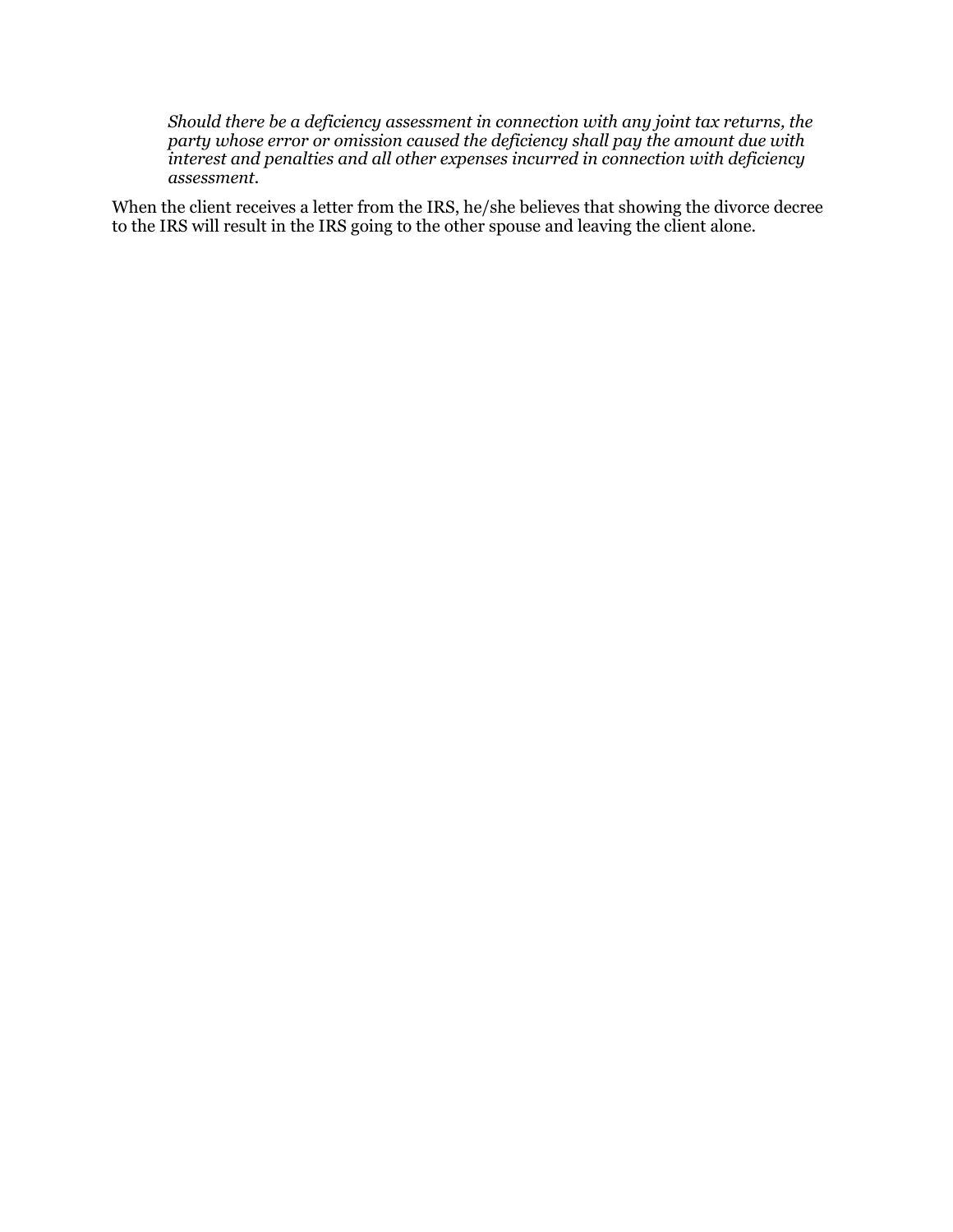> *Should there be a deficiency assessment in connection with any joint tax returns, the party whose error or omission caused the deficiency shall pay the amount due with interest and penalties and all other expenses incurred in connection with deficiency assessment.*

When the client receives a letter from the IRS, he/she believes that showing the divorce decree to the IRS will result in the IRS going to the other spouse and leaving the client alone.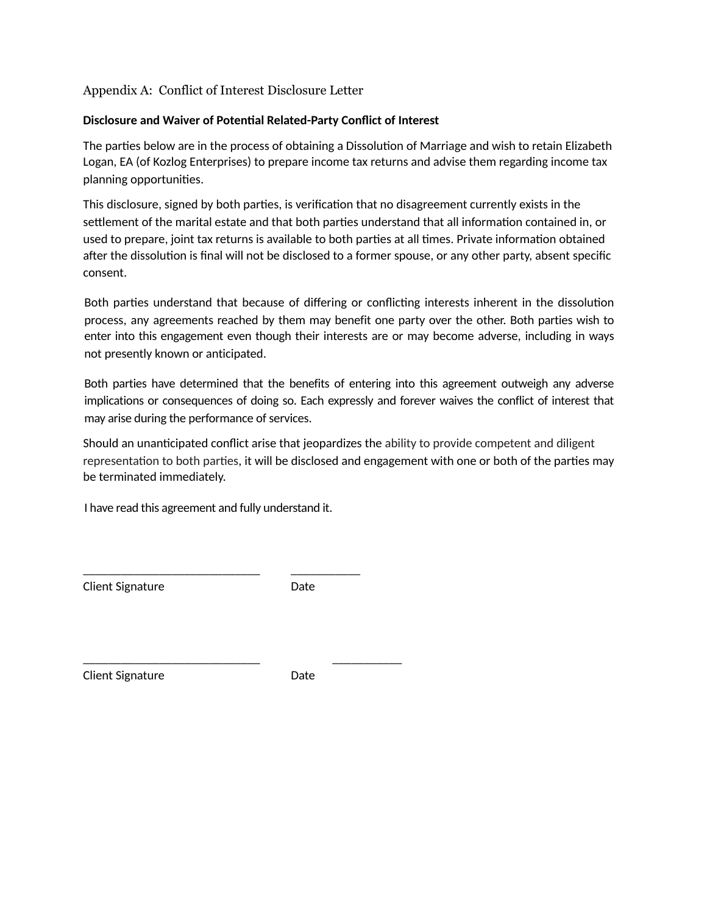## Appendix A: Conflict of Interest Disclosure Letter

**Disclosure and Waiver of Potential Related-Party Conflict of Interest**

The parties below are in the process of obtaining a Dissolution of Marriage and wish to retain Elizabeth Logan, EA (of Kozlog Enterprises) to prepare income tax returns and advise them regarding income tax planning opportunities.

This disclosure, signed by both parties, is verification that no disagreement currently exists in the settlement of the marital estate and that both parties understand that all information contained in, or used to prepare, joint tax returns is available to both parties at all times. Private information obtained after the dissolution is final will not be disclosed to a former spouse, or any other party, absent specific consent.

Both parties understand that because of differing or conflicting interests inherent in the dissolution process, any agreements reached by them may benefit one party over the other. Both parties wish to enter into this engagement even though their interests are or may become adverse, including in ways not presently known or anticipated.

Both parties have determined that the benefits of entering into this agreement outweigh any adverse implications or consequences of doing so. Each expressly and forever waives the conflict of interest that may arise during the performance of services.

Should an unanticipated conflict arise that jeopardizes the ability to provide competent and diligent representation to both parties, it will be disclosed and engagement with one or both of the parties may be terminated immediately.

I have read this agreement and fully understand it.

\_\_\_\_\_\_\_\_\_\_\_\_\_\_\_\_\_\_\_\_\_\_\_\_\_\_\_\_ \_\_\_\_\_\_\_\_\_\_\_
Client Signature Date

\_\_\_\_\_\_\_\_\_\_\_\_\_\_\_\_\_\_\_\_\_\_\_\_\_\_\_\_ \_\_\_\_\_\_\_\_\_\_\_
Client Signature Date